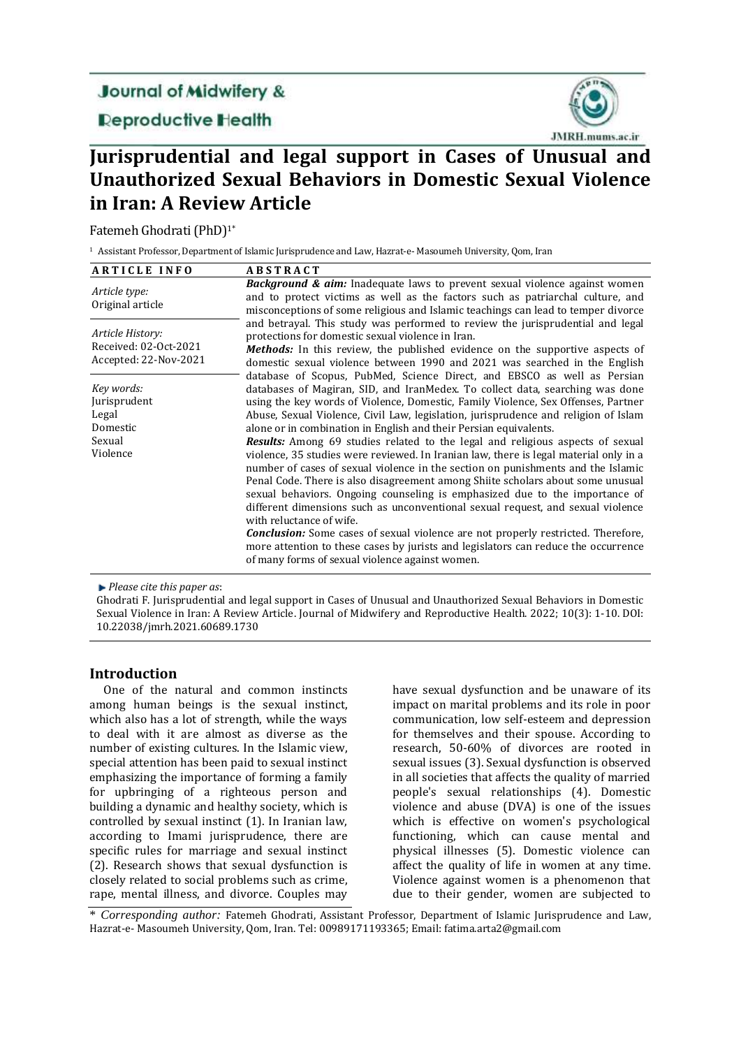# Jurisprudential and legal support in Cases of Unusual and Unauthorized Sexual Behaviors in Domestic Sexual Violence in Iran: A Review Article

Fatemeh Ghodrati (PhD)[1*]

[1] Assistant Professor, Department of Islamic Jurisprudence and Law, Hazrat-e- Masoumeh University, Qom, Iran

**ARTICLE INFO**

*Article type:*
Original article

*Article History:*
Received: 02-Oct-2021
Accepted: 22-Nov-2021

*Key words:*
Jurisprudent
Legal
Domestic
Sexual
Violence

**ABSTRACT**

***Background & aim:*** Inadequate laws to prevent sexual violence against women and to protect victims as well as the factors such as patriarchal culture, and misconceptions of some religious and Islamic teachings can lead to temper divorce and betrayal. This study was performed to review the jurisprudential and legal protections for domestic sexual violence in Iran.

***Methods:*** In this review, the published evidence on the supportive aspects of domestic sexual violence between 1990 and 2021 was searched in the English database of Scopus, PubMed, Science Direct, and EBSCO as well as Persian databases of Magiran, SID, and IranMedex. To collect data, searching was done using the key words of Violence, Domestic, Family Violence, Sex Offenses, Partner Abuse, Sexual Violence, Civil Law, legislation, jurisprudence and religion of Islam alone or in combination in English and their Persian equivalents.

***Results:*** Among 69 studies related to the legal and religious aspects of sexual violence, 35 studies were reviewed. In Iranian law, there is legal material only in a number of cases of sexual violence in the section on punishments and the Islamic Penal Code. There is also disagreement among Shiite scholars about some unusual sexual behaviors. Ongoing counseling is emphasized due to the importance of different dimensions such as unconventional sexual request, and sexual violence with reluctance of wife.

***Conclusion:*** Some cases of sexual violence are not properly restricted. Therefore, more attention to these cases by jurists and legislators can reduce the occurrence of many forms of sexual violence against women.

*Please cite this paper as*:
Ghodrati F. Jurisprudential and legal support in Cases of Unusual and Unauthorized Sexual Behaviors in Domestic Sexual Violence in Iran: A Review Article. Journal of Midwifery and Reproductive Health. 2022; 10(3): 1-10. DOI: 10.22038/jmrh.2021.60689.1730

## Introduction

One of the natural and common instincts among human beings is the sexual instinct, which also has a lot of strength, while the ways to deal with it are almost as diverse as the number of existing cultures. In the Islamic view, special attention has been paid to sexual instinct emphasizing the importance of forming a family for upbringing of a righteous person and building a dynamic and healthy society, which is controlled by sexual instinct (1). In Iranian law, according to Imami jurisprudence, there are specific rules for marriage and sexual instinct (2). Research shows that sexual dysfunction is closely related to social problems such as crime, rape, mental illness, and divorce. Couples may have sexual dysfunction and be unaware of its impact on marital problems and its role in poor communication, low self-esteem and depression for themselves and their spouse. According to research, 50-60% of divorces are rooted in sexual issues (3). Sexual dysfunction is observed in all societies that affects the quality of married people's sexual relationships (4). Domestic violence and abuse (DVA) is one of the issues which is effective on women's psychological functioning, which can cause mental and physical illnesses (5). Domestic violence can affect the quality of life in women at any time. Violence against women is a phenomenon that due to their gender, women are subjected to

\* *Corresponding author:* Fatemeh Ghodrati, Assistant Professor, Department of Islamic Jurisprudence and Law, Hazrat-e- Masoumeh University, Qom, Iran. Tel: 00989171193365; Email: fatima.arta2@gmail.com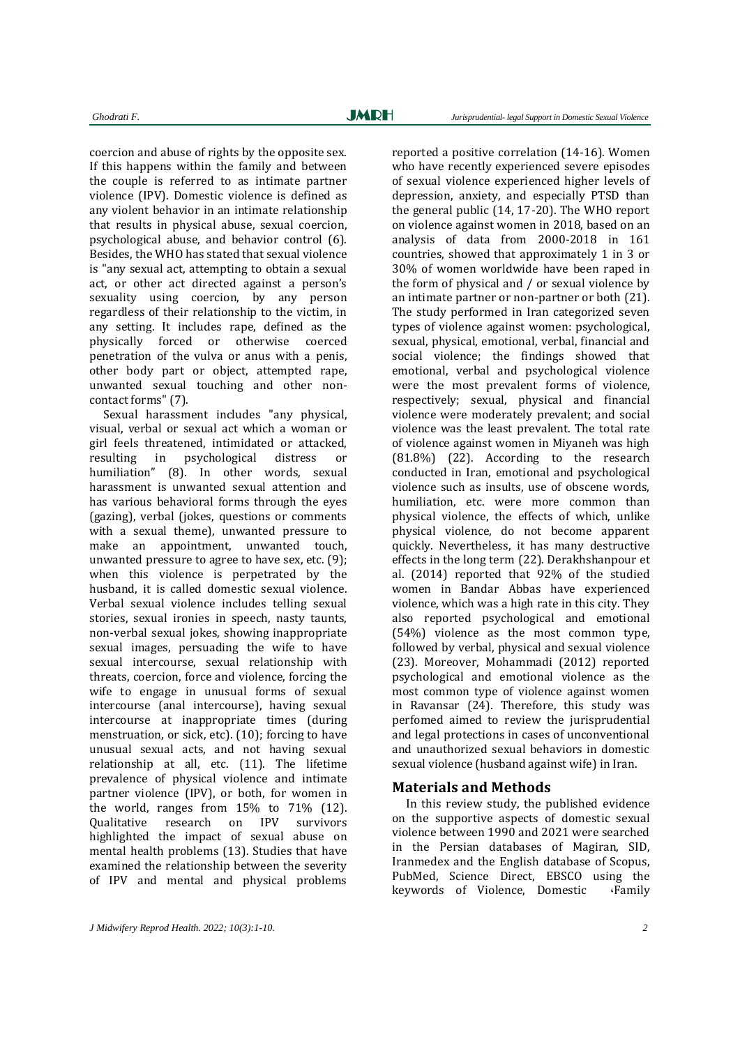coercion and abuse of rights by the opposite sex. If this happens within the family and between the couple is referred to as intimate partner violence (IPV). Domestic violence is defined as any violent behavior in an intimate relationship that results in physical abuse, sexual coercion, psychological abuse, and behavior control (6). Besides, the WHO has stated that sexual violence is "any sexual act, attempting to obtain a sexual act, or other act directed against a person's sexuality using coercion, by any person regardless of their relationship to the victim, in any setting. It includes rape, defined as the physically forced or otherwise coerced penetration of the vulva or anus with a penis, other body part or object, attempted rape, unwanted sexual touching and other non-contact forms" (7).

Sexual harassment includes "any physical, visual, verbal or sexual act which a woman or girl feels threatened, intimidated or attacked, resulting in psychological distress or humiliation" (8). In other words, sexual harassment is unwanted sexual attention and has various behavioral forms through the eyes (gazing), verbal (jokes, questions or comments with a sexual theme), unwanted pressure to make an appointment, unwanted touch, unwanted pressure to agree to have sex, etc. (9); when this violence is perpetrated by the husband, it is called domestic sexual violence. Verbal sexual violence includes telling sexual stories, sexual ironies in speech, nasty taunts, non-verbal sexual jokes, showing inappropriate sexual images, persuading the wife to have sexual intercourse, sexual relationship with threats, coercion, force and violence, forcing the wife to engage in unusual forms of sexual intercourse (anal intercourse), having sexual intercourse at inappropriate times (during menstruation, or sick, etc). (10); forcing to have unusual sexual acts, and not having sexual relationship at all, etc. (11). The lifetime prevalence of physical violence and intimate partner violence (IPV), or both, for women in the world, ranges from 15% to 71% (12). Qualitative research on IPV survivors highlighted the impact of sexual abuse on mental health problems (13). Studies that have examined the relationship between the severity of IPV and mental and physical problems reported a positive correlation (14-16). Women who have recently experienced severe episodes of sexual violence experienced higher levels of depression, anxiety, and especially PTSD than the general public (14, 17-20). The WHO report on violence against women in 2018, based on an analysis of data from 2000-2018 in 161 countries, showed that approximately 1 in 3 or 30% of women worldwide have been raped in the form of physical and / or sexual violence by an intimate partner or non-partner or both (21). The study performed in Iran categorized seven types of violence against women: psychological, sexual, physical, emotional, verbal, financial and social violence; the findings showed that emotional, verbal and psychological violence were the most prevalent forms of violence, respectively; sexual, physical and financial violence were moderately prevalent; and social violence was the least prevalent. The total rate of violence against women in Miyaneh was high (81.8%) (22). According to the research conducted in Iran, emotional and psychological violence such as insults, use of obscene words, humiliation, etc. were more common than physical violence, the effects of which, unlike physical violence, do not become apparent quickly. Nevertheless, it has many destructive effects in the long term (22). Derakhshanpour et al. (2014) reported that 92% of the studied women in Bandar Abbas have experienced violence, which was a high rate in this city. They also reported psychological and emotional (54%) violence as the most common type, followed by verbal, physical and sexual violence (23). Moreover, Mohammadi (2012) reported psychological and emotional violence as the most common type of violence against women in Ravansar (24). Therefore, this study was perfomed aimed to review the jurisprudential and legal protections in cases of unconventional and unauthorized sexual behaviors in domestic sexual violence (husband against wife) in Iran.

## Materials and Methods

In this review study, the published evidence on the supportive aspects of domestic sexual violence between 1990 and 2021 were searched in the Persian databases of Magiran, SID, Iranmedex and the English database of Scopus, PubMed, Science Direct, EBSCO using the keywords of Violence, Domestic ،Family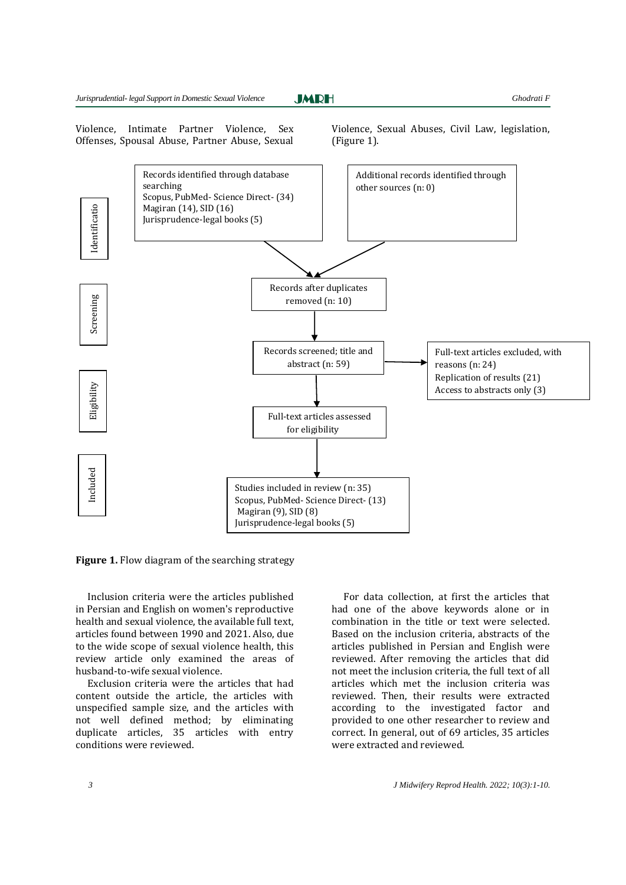Violence, Intimate Partner Violence, Sex Offenses, Spousal Abuse, Partner Abuse, Sexual Violence, Sexual Abuses, Civil Law, legislation, (Figure 1).

**Identification**

Records identified through database searching
Scopus, PubMed- Science Direct- (34)
Magiran (14), SID (16)
Jurisprudence-legal books (5)

Additional records identified through other sources (n: 0)

**Screening**

Records after duplicates removed (n: 10)

Records screened; title and abstract (n: 59)

Full-text articles excluded, with reasons (n: 24)
Replication of results (21)
Access to abstracts only (3)

**Eligibility**

Full-text articles assessed for eligibility

**Included**

Studies included in review (n: 35)
Scopus, PubMed- Science Direct- (13)
Magiran (9), SID (8)
Jurisprudence-legal books (5)

**Figure 1.** Flow diagram of the searching strategy

Inclusion criteria were the articles published in Persian and English on women's reproductive health and sexual violence, the available full text, articles found between 1990 and 2021. Also, due to the wide scope of sexual violence health, this review article only examined the areas of husband-to-wife sexual violence.

Exclusion criteria were the articles that had content outside the article, the articles with unspecified sample size, and the articles with not well defined method; by eliminating duplicate articles, 35 articles with entry conditions were reviewed.

For data collection, at first the articles that had one of the above keywords alone or in combination in the title or text were selected. Based on the inclusion criteria, abstracts of the articles published in Persian and English were reviewed. After removing the articles that did not meet the inclusion criteria, the full text of all articles which met the inclusion criteria was reviewed. Then, their results were extracted according to the investigated factor and provided to one other researcher to review and correct. In general, out of 69 articles, 35 articles were extracted and reviewed.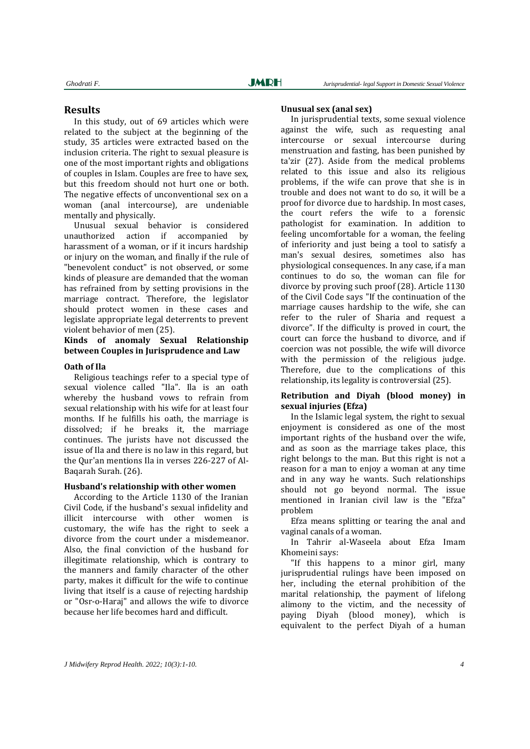## Results

In this study, out of 69 articles which were related to the subject at the beginning of the study, 35 articles were extracted based on the inclusion criteria. The right to sexual pleasure is one of the most important rights and obligations of couples in Islam. Couples are free to have sex, but this freedom should not hurt one or both. The negative effects of unconventional sex on a woman (anal intercourse), are undeniable mentally and physically.

Unusual sexual behavior is considered unauthorized action if accompanied by harassment of a woman, or if it incurs hardship or injury on the woman, and finally if the rule of "benevolent conduct" is not observed, or some kinds of pleasure are demanded that the woman has refrained from by setting provisions in the marriage contract. Therefore, the legislator should protect women in these cases and legislate appropriate legal deterrents to prevent violent behavior of men (25).

### Kinds of anomaly Sexual Relationship between Couples in Jurisprudence and Law

#### Oath of Ila

Religious teachings refer to a special type of sexual violence called "Ila". Ila is an oath whereby the husband vows to refrain from sexual relationship with his wife for at least four months. If he fulfills his oath, the marriage is dissolved; if he breaks it, the marriage continues. The jurists have not discussed the issue of Ila and there is no law in this regard, but the Qur'an mentions Ila in verses 226-227 of Al-Baqarah Surah. (26).

#### Husband's relationship with other women

According to the Article 1130 of the Iranian Civil Code, if the husband's sexual infidelity and illicit intercourse with other women is customary, the wife has the right to seek a divorce from the court under a misdemeanor. Also, the final conviction of the husband for illegitimate relationship, which is contrary to the manners and family character of the other party, makes it difficult for the wife to continue living that itself is a cause of rejecting hardship or "Osr-o-Haraj" and allows the wife to divorce because her life becomes hard and difficult.

#### Unusual sex (anal sex)

In jurisprudential texts, some sexual violence against the wife, such as requesting anal intercourse or sexual intercourse during menstruation and fasting, has been punished by ta'zir (27). Aside from the medical problems related to this issue and also its religious problems, if the wife can prove that she is in trouble and does not want to do so, it will be a proof for divorce due to hardship. In most cases, the court refers the wife to a forensic pathologist for examination. In addition to feeling uncomfortable for a woman, the feeling of inferiority and just being a tool to satisfy a man's sexual desires, sometimes also has physiological consequences. In any case, if a man continues to do so, the woman can file for divorce by proving such proof (28). Article 1130 of the Civil Code says "If the continuation of the marriage causes hardship to the wife, she can refer to the ruler of Sharia and request a divorce". If the difficulty is proved in court, the court can force the husband to divorce, and if coercion was not possible, the wife will divorce with the permission of the religious judge. Therefore, due to the complications of this relationship, its legality is controversial (25).

#### Retribution and Diyah (blood money) in sexual injuries (Efza)

In the Islamic legal system, the right to sexual enjoyment is considered as one of the most important rights of the husband over the wife, and as soon as the marriage takes place, this right belongs to the man. But this right is not a reason for a man to enjoy a woman at any time and in any way he wants. Such relationships should not go beyond normal. The issue mentioned in Iranian civil law is the "Efza" problem

Efza means splitting or tearing the anal and vaginal canals of a woman.

In Tahrir al-Waseela about Efza Imam Khomeini says:

"If this happens to a minor girl, many jurisprudential rulings have been imposed on her, including the eternal prohibition of the marital relationship, the payment of lifelong alimony to the victim, and the necessity of paying Diyah (blood money), which is equivalent to the perfect Diyah of a human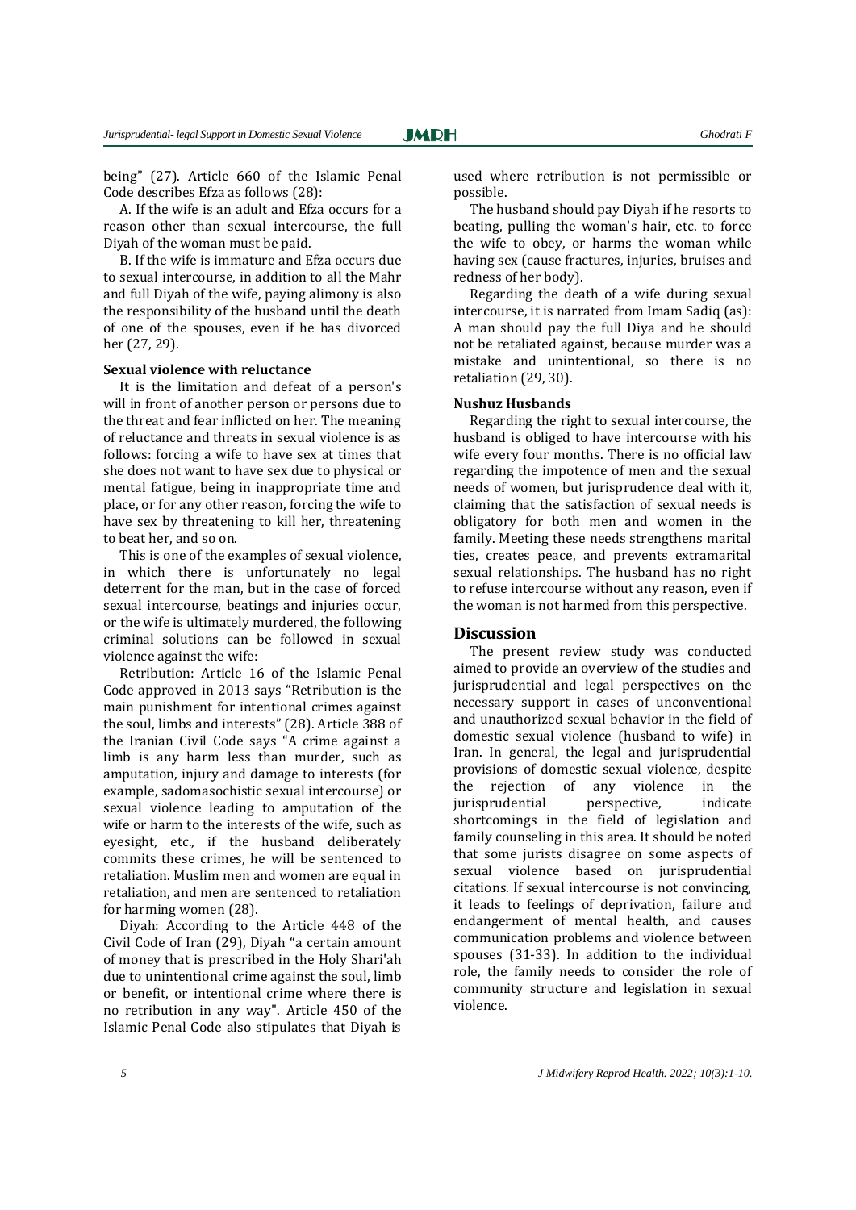being" (27). Article 660 of the Islamic Penal Code describes Efza as follows (28):

A. If the wife is an adult and Efza occurs for a reason other than sexual intercourse, the full Diyah of the woman must be paid.

B. If the wife is immature and Efza occurs due to sexual intercourse, in addition to all the Mahr and full Diyah of the wife, paying alimony is also the responsibility of the husband until the death of one of the spouses, even if he has divorced her (27, 29).

**Sexual violence with reluctance**

It is the limitation and defeat of a person's will in front of another person or persons due to the threat and fear inflicted on her. The meaning of reluctance and threats in sexual violence is as follows: forcing a wife to have sex at times that she does not want to have sex due to physical or mental fatigue, being in inappropriate time and place, or for any other reason, forcing the wife to have sex by threatening to kill her, threatening to beat her, and so on.

This is one of the examples of sexual violence, in which there is unfortunately no legal deterrent for the man, but in the case of forced sexual intercourse, beatings and injuries occur, or the wife is ultimately murdered, the following criminal solutions can be followed in sexual violence against the wife:

Retribution: Article 16 of the Islamic Penal Code approved in 2013 says "Retribution is the main punishment for intentional crimes against the soul, limbs and interests" (28). Article 388 of the Iranian Civil Code says "A crime against a limb is any harm less than murder, such as amputation, injury and damage to interests (for example, sadomasochistic sexual intercourse) or sexual violence leading to amputation of the wife or harm to the interests of the wife, such as eyesight, etc., if the husband deliberately commits these crimes, he will be sentenced to retaliation. Muslim men and women are equal in retaliation, and men are sentenced to retaliation for harming women (28).

Diyah: According to the Article 448 of the Civil Code of Iran (29), Diyah "a certain amount of money that is prescribed in the Holy Shari'ah due to unintentional crime against the soul, limb or benefit, or intentional crime where there is no retribution in any way". Article 450 of the Islamic Penal Code also stipulates that Diyah is used where retribution is not permissible or possible.

The husband should pay Diyah if he resorts to beating, pulling the woman's hair, etc. to force the wife to obey, or harms the woman while having sex (cause fractures, injuries, bruises and redness of her body).

Regarding the death of a wife during sexual intercourse, it is narrated from Imam Sadiq (as): A man should pay the full Diya and he should not be retaliated against, because murder was a mistake and unintentional, so there is no retaliation (29, 30).

**Nushuz Husbands**

Regarding the right to sexual intercourse, the husband is obliged to have intercourse with his wife every four months. There is no official law regarding the impotence of men and the sexual needs of women, but jurisprudence deal with it, claiming that the satisfaction of sexual needs is obligatory for both men and women in the family. Meeting these needs strengthens marital ties, creates peace, and prevents extramarital sexual relationships. The husband has no right to refuse intercourse without any reason, even if the woman is not harmed from this perspective.

## Discussion

The present review study was conducted aimed to provide an overview of the studies and jurisprudential and legal perspectives on the necessary support in cases of unconventional and unauthorized sexual behavior in the field of domestic sexual violence (husband to wife) in Iran. In general, the legal and jurisprudential provisions of domestic sexual violence, despite the rejection of any violence in the jurisprudential perspective, indicate shortcomings in the field of legislation and family counseling in this area. It should be noted that some jurists disagree on some aspects of sexual violence based on jurisprudential citations. If sexual intercourse is not convincing, it leads to feelings of deprivation, failure and endangerment of mental health, and causes communication problems and violence between spouses (31-33). In addition to the individual role, the family needs to consider the role of community structure and legislation in sexual violence.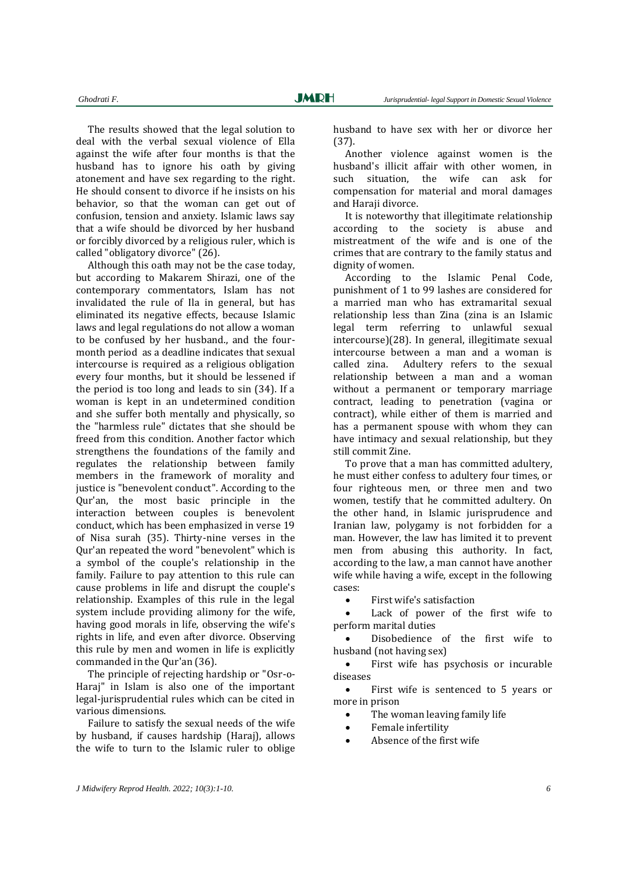The results showed that the legal solution to deal with the verbal sexual violence of Ella against the wife after four months is that the husband has to ignore his oath by giving atonement and have sex regarding to the right. He should consent to divorce if he insists on his behavior, so that the woman can get out of confusion, tension and anxiety. Islamic laws say that a wife should be divorced by her husband or forcibly divorced by a religious ruler, which is called "obligatory divorce" (26).

Although this oath may not be the case today, but according to Makarem Shirazi, one of the contemporary commentators, Islam has not invalidated the rule of Ila in general, but has eliminated its negative effects, because Islamic laws and legal regulations do not allow a woman to be confused by her husband., and the four-month period as a deadline indicates that sexual intercourse is required as a religious obligation every four months, but it should be lessened if the period is too long and leads to sin (34). If a woman is kept in an undetermined condition and she suffer both mentally and physically, so the "harmless rule" dictates that she should be freed from this condition. Another factor which strengthens the foundations of the family and regulates the relationship between family members in the framework of morality and justice is "benevolent conduct". According to the Qur'an, the most basic principle in the interaction between couples is benevolent conduct, which has been emphasized in verse 19 of Nisa surah (35). Thirty-nine verses in the Qur'an repeated the word "benevolent" which is a symbol of the couple's relationship in the family. Failure to pay attention to this rule can cause problems in life and disrupt the couple's relationship. Examples of this rule in the legal system include providing alimony for the wife, having good morals in life, observing the wife's rights in life, and even after divorce. Observing this rule by men and women in life is explicitly commanded in the Qur'an (36).

The principle of rejecting hardship or "Osr-o-Haraj" in Islam is also one of the important legal-jurisprudential rules which can be cited in various dimensions.

Failure to satisfy the sexual needs of the wife by husband, if causes hardship (Haraj), allows the wife to turn to the Islamic ruler to oblige husband to have sex with her or divorce her (37).

Another violence against women is the husband's illicit affair with other women, in such situation, the wife can ask for compensation for material and moral damages and Haraji divorce.

It is noteworthy that illegitimate relationship according to the society is abuse and mistreatment of the wife and is one of the crimes that are contrary to the family status and dignity of women.

According to the Islamic Penal Code, punishment of 1 to 99 lashes are considered for a married man who has extramarital sexual relationship less than Zina (zina is an Islamic legal term referring to unlawful sexual intercourse)(28). In general, illegitimate sexual intercourse between a man and a woman is called zina. Adultery refers to the sexual relationship between a man and a woman without a permanent or temporary marriage contract, leading to penetration (vagina or contract), while either of them is married and has a permanent spouse with whom they can have intimacy and sexual relationship, but they still commit Zine.

To prove that a man has committed adultery, he must either confess to adultery four times, or four righteous men, or three men and two women, testify that he committed adultery. On the other hand, in Islamic jurisprudence and Iranian law, polygamy is not forbidden for a man. However, the law has limited it to prevent men from abusing this authority. In fact, according to the law, a man cannot have another wife while having a wife, except in the following cases:

- First wife's satisfaction
- Lack of power of the first wife to perform marital duties
- Disobedience of the first wife to husband (not having sex)
- First wife has psychosis or incurable diseases
- First wife is sentenced to 5 years or more in prison
- The woman leaving family life
- Female infertility
- Absence of the first wife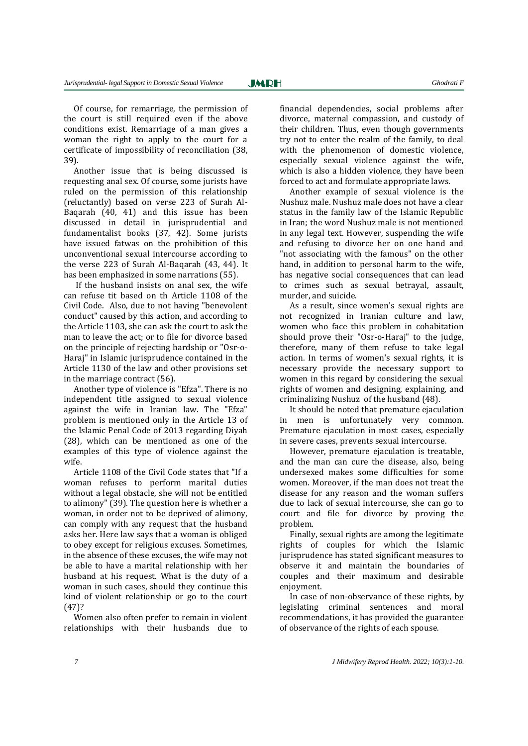Of course, for remarriage, the permission of the court is still required even if the above conditions exist. Remarriage of a man gives a woman the right to apply to the court for a certificate of impossibility of reconciliation (38, 39).

Another issue that is being discussed is requesting anal sex. Of course, some jurists have ruled on the permission of this relationship (reluctantly) based on verse 223 of Surah Al-Baqarah (40, 41) and this issue has been discussed in detail in jurisprudential and fundamentalist books (37, 42). Some jurists have issued fatwas on the prohibition of this unconventional sexual intercourse according to the verse 223 of Surah Al-Baqarah (43, 44). It has been emphasized in some narrations (55).

If the husband insists on anal sex, the wife can refuse tit based on th Article 1108 of the Civil Code. Also, due to not having "benevolent conduct" caused by this action, and according to the Article 1103, she can ask the court to ask the man to leave the act; or to file for divorce based on the principle of rejecting hardship or "Osr-o-Haraj" in Islamic jurisprudence contained in the Article 1130 of the law and other provisions set in the marriage contract (56).

Another type of violence is "Efza". There is no independent title assigned to sexual violence against the wife in Iranian law. The "Efza" problem is mentioned only in the Article 13 of the Islamic Penal Code of 2013 regarding Diyah (28), which can be mentioned as one of the examples of this type of violence against the wife.

Article 1108 of the Civil Code states that "If a woman refuses to perform marital duties without a legal obstacle, she will not be entitled to alimony" (39). The question here is whether a woman, in order not to be deprived of alimony, can comply with any request that the husband asks her. Here law says that a woman is obliged to obey except for religious excuses. Sometimes, in the absence of these excuses, the wife may not be able to have a marital relationship with her husband at his request. What is the duty of a woman in such cases, should they continue this kind of violent relationship or go to the court (47)?

Women also often prefer to remain in violent relationships with their husbands due to financial dependencies, social problems after divorce, maternal compassion, and custody of their children. Thus, even though governments try not to enter the realm of the family, to deal with the phenomenon of domestic violence, especially sexual violence against the wife, which is also a hidden violence, they have been forced to act and formulate appropriate laws.

Another example of sexual violence is the Nushuz male. Nushuz male does not have a clear status in the family law of the Islamic Republic in Iran; the word Nushuz male is not mentioned in any legal text. However, suspending the wife and refusing to divorce her on one hand and "not associating with the famous" on the other hand, in addition to personal harm to the wife, has negative social consequences that can lead to crimes such as sexual betrayal, assault, murder, and suicide.

As a result, since women's sexual rights are not recognized in Iranian culture and law, women who face this problem in cohabitation should prove their "Osr-o-Haraj" to the judge, therefore, many of them refuse to take legal action. In terms of women's sexual rights, it is necessary provide the necessary support to women in this regard by considering the sexual rights of women and designing, explaining, and criminalizing Nushuz of the husband (48).

It should be noted that premature ejaculation in men is unfortunately very common. Premature ejaculation in most cases, especially in severe cases, prevents sexual intercourse.

However, premature ejaculation is treatable, and the man can cure the disease, also, being undersexed makes some difficulties for some women. Moreover, if the man does not treat the disease for any reason and the woman suffers due to lack of sexual intercourse, she can go to court and file for divorce by proving the problem.

Finally, sexual rights are among the legitimate rights of couples for which the Islamic jurisprudence has stated significant measures to observe it and maintain the boundaries of couples and their maximum and desirable enjoyment.

In case of non-observance of these rights, by legislating criminal sentences and moral recommendations, it has provided the guarantee of observance of the rights of each spouse.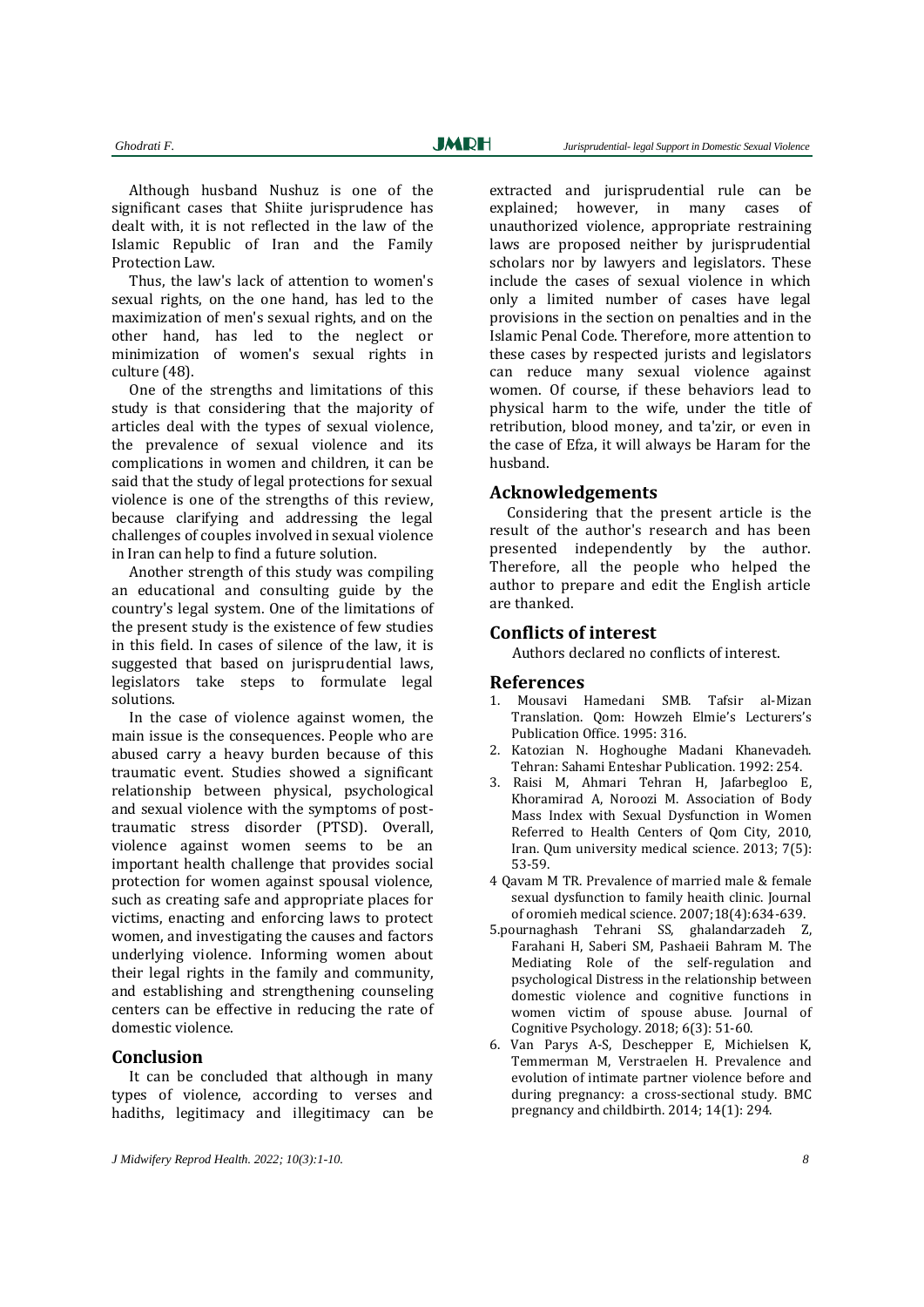Although husband Nushuz is one of the significant cases that Shiite jurisprudence has dealt with, it is not reflected in the law of the Islamic Republic of Iran and the Family Protection Law.

Thus, the law's lack of attention to women's sexual rights, on the one hand, has led to the maximization of men's sexual rights, and on the other hand, has led to the neglect or minimization of women's sexual rights in culture (48).

One of the strengths and limitations of this study is that considering that the majority of articles deal with the types of sexual violence, the prevalence of sexual violence and its complications in women and children, it can be said that the study of legal protections for sexual violence is one of the strengths of this review, because clarifying and addressing the legal challenges of couples involved in sexual violence in Iran can help to find a future solution.

Another strength of this study was compiling an educational and consulting guide by the country's legal system. One of the limitations of the present study is the existence of few studies in this field. In cases of silence of the law, it is suggested that based on jurisprudential laws, legislators take steps to formulate legal solutions.

In the case of violence against women, the main issue is the consequences. People who are abused carry a heavy burden because of this traumatic event. Studies showed a significant relationship between physical, psychological and sexual violence with the symptoms of post-traumatic stress disorder (PTSD). Overall, violence against women seems to be an important health challenge that provides social protection for women against spousal violence, such as creating safe and appropriate places for victims, enacting and enforcing laws to protect women, and investigating the causes and factors underlying violence. Informing women about their legal rights in the family and community, and establishing and strengthening counseling centers can be effective in reducing the rate of domestic violence.

## Conclusion

It can be concluded that although in many types of violence, according to verses and hadiths, legitimacy and illegitimacy can be extracted and jurisprudential rule can be explained; however, in many cases of unauthorized violence, appropriate restraining laws are proposed neither by jurisprudential scholars nor by lawyers and legislators. These include the cases of sexual violence in which only a limited number of cases have legal provisions in the section on penalties and in the Islamic Penal Code. Therefore, more attention to these cases by respected jurists and legislators can reduce many sexual violence against women. Of course, if these behaviors lead to physical harm to the wife, under the title of retribution, blood money, and ta'zir, or even in the case of Efza, it will always be Haram for the husband.

## Acknowledgements

Considering that the present article is the result of the author's research and has been presented independently by the author. Therefore, all the people who helped the author to prepare and edit the English article are thanked.

## Conflicts of interest

Authors declared no conflicts of interest.

## References

1. Mousavi Hamedani SMB. Tafsir al-Mizan Translation. Qom: Howzeh Elmie's Lecturers's Publication Office. 1995: 316.
2. Katozian N. Hoghoughe Madani Khanevadeh. Tehran: Sahami Enteshar Publication. 1992: 254.
3. Raisi M, Ahmari Tehran H, Jafarbegloo E, Khoramirad A, Noroozi M. Association of Body Mass Index with Sexual Dysfunction in Women Referred to Health Centers of Qom City, 2010, Iran. Qum university medical science. 2013; 7(5): 53-59.
4. Qavam M TR. Prevalence of married male & female sexual dysfunction to family heaith clinic. Journal of oromieh medical science. 2007;18(4):634-639.
5. pournaghash Tehrani SS, ghalandarzadeh Z, Farahani H, Saberi SM, Pashaeii Bahram M. The Mediating Role of the self-regulation and psychological Distress in the relationship between domestic violence and cognitive functions in women victim of spouse abuse. Journal of Cognitive Psychology. 2018; 6(3): 51-60.
6. Van Parys A-S, Deschepper E, Michielsen K, Temmerman M, Verstraelen H. Prevalence and evolution of intimate partner violence before and during pregnancy: a cross-sectional study. BMC pregnancy and childbirth. 2014; 14(1): 294.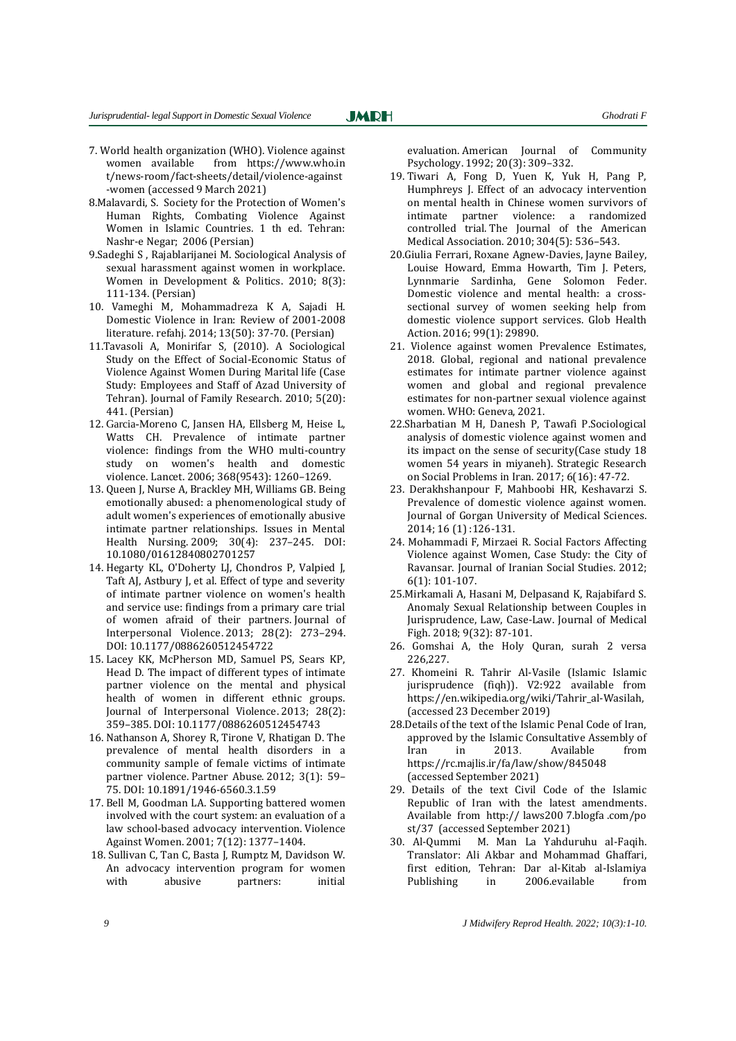7. World health organization (WHO). Violence against women available from https://www.who.int/news-room/fact-sheets/detail/violence-against-women (accessed 9 March 2021)
8. Malavardi, S. Society for the Protection of Women's Human Rights, Combating Violence Against Women in Islamic Countries. 1 th ed. Tehran: Nashr-e Negar; 2006 (Persian)
9. Sadeghi S , Rajablarijanei M. Sociological Analysis of sexual harassment against women in workplace. Women in Development & Politics. 2010; 8(3): 111-134. (Persian)
10. Vameghi M, Mohammadreza K A, Sajadi H. Domestic Violence in Iran: Review of 2001-2008 literature. refahj. 2014; 13(50): 37-70. (Persian)
11. Tavasoli A, Monirifar S, (2010). A Sociological Study on the Effect of Social-Economic Status of Violence Against Women During Marital life (Case Study: Employees and Staff of Azad University of Tehran). Journal of Family Research. 2010; 5(20): 441. (Persian)
12. Garcia-Moreno C, Jansen HA, Ellsberg M, Heise L, Watts CH. Prevalence of intimate partner violence: findings from the WHO multi-country study on women's health and domestic violence. Lancet. 2006; 368(9543): 1260–1269.
13. Queen J, Nurse A, Brackley MH, Williams GB. Being emotionally abused: a phenomenological study of adult women's experiences of emotionally abusive intimate partner relationships. Issues in Mental Health Nursing. 2009; 30(4): 237–245. DOI: 10.1080/01612840802701257
14. Hegarty KL, O'Doherty LJ, Chondros P, Valpied J, Taft AJ, Astbury J, et al. Effect of type and severity of intimate partner violence on women's health and service use: findings from a primary care trial of women afraid of their partners. Journal of Interpersonal Violence. 2013; 28(2): 273–294. DOI: 10.1177/0886260512454722
15. Lacey KK, McPherson MD, Samuel PS, Sears KP, Head D. The impact of different types of intimate partner violence on the mental and physical health of women in different ethnic groups. Journal of Interpersonal Violence. 2013; 28(2): 359–385. DOI: 10.1177/0886260512454743
16. Nathanson A, Shorey R, Tirone V, Rhatigan D. The prevalence of mental health disorders in a community sample of female victims of intimate partner violence. Partner Abuse. 2012; 3(1): 59–75. DOI: 10.1891/1946-6560.3.1.59
17. Bell M, Goodman LA. Supporting battered women involved with the court system: an evaluation of a law school-based advocacy intervention. Violence Against Women. 2001; 7(12): 1377–1404.
18. Sullivan C, Tan C, Basta J, Rumptz M, Davidson W. An advocacy intervention program for women with abusive partners: initial evaluation. American Journal of Community Psychology. 1992; 20(3): 309–332.
19. Tiwari A, Fong D, Yuen K, Yuk H, Pang P, Humphreys J. Effect of an advocacy intervention on mental health in Chinese women survivors of intimate partner violence: a randomized controlled trial. The Journal of the American Medical Association. 2010; 304(5): 536–543.
20. Giulia Ferrari, Roxane Agnew-Davies, Jayne Bailey, Louise Howard, Emma Howarth, Tim J. Peters, Lynnmarie Sardinha, Gene Solomon Feder. Domestic violence and mental health: a cross-sectional survey of women seeking help from domestic violence support services. Glob Health Action. 2016; 99(1): 29890.
21. Violence against women Prevalence Estimates, 2018. Global, regional and national prevalence estimates for intimate partner violence against women and global and regional prevalence estimates for non-partner sexual violence against women. WHO: Geneva, 2021.
22. Sharbatian M H, Danesh P, Tawafi P.Sociological analysis of domestic violence against women and its impact on the sense of security(Case study 18 women 54 years in miyaneh). Strategic Research on Social Problems in Iran. 2017; 6(16): 47-72.
23. Derakhshanpour F, Mahboobi HR, Keshavarzi S. Prevalence of domestic violence against women. Journal of Gorgan University of Medical Sciences. 2014; 16 (1) :126-131.
24. Mohammadi F, Mirzaei R. Social Factors Affecting Violence against Women, Case Study: the City of Ravansar. Journal of Iranian Social Studies. 2012; 6(1): 101-107.
25. Mirkamali A, Hasani M, Delpasand K, Rajabifard S. Anomaly Sexual Relationship between Couples in Jurisprudence, Law, Case-Law. Journal of Medical Figh. 2018; 9(32): 87-101.
26. Gomshai A, the Holy Quran, surah 2 versa 226,227.
27. Khomeini R. Tahrir Al-Vasile (Islamic Islamic jurisprudence (fiqh)). V2:922 available from https://en.wikipedia.org/wiki/Tahrir_al-Wasilah, (accessed 23 December 2019)
28. Details of the text of the Islamic Penal Code of Iran, approved by the Islamic Consultative Assembly of Iran in 2013. Available from https://rc.majlis.ir/fa/law/show/845048 (accessed September 2021)
29. Details of the text Civil Code of the Islamic Republic of Iran with the latest amendments. Available from http:// laws200 7.blogfa .com/post/37 (accessed September 2021)
30. Al-Qummi M. Man La Yahduruhu al-Faqih. Translator: Ali Akbar and Mohammad Ghaffari, first edition, Tehran: Dar al-Kitab al-Islamiya Publishing in 2006.available from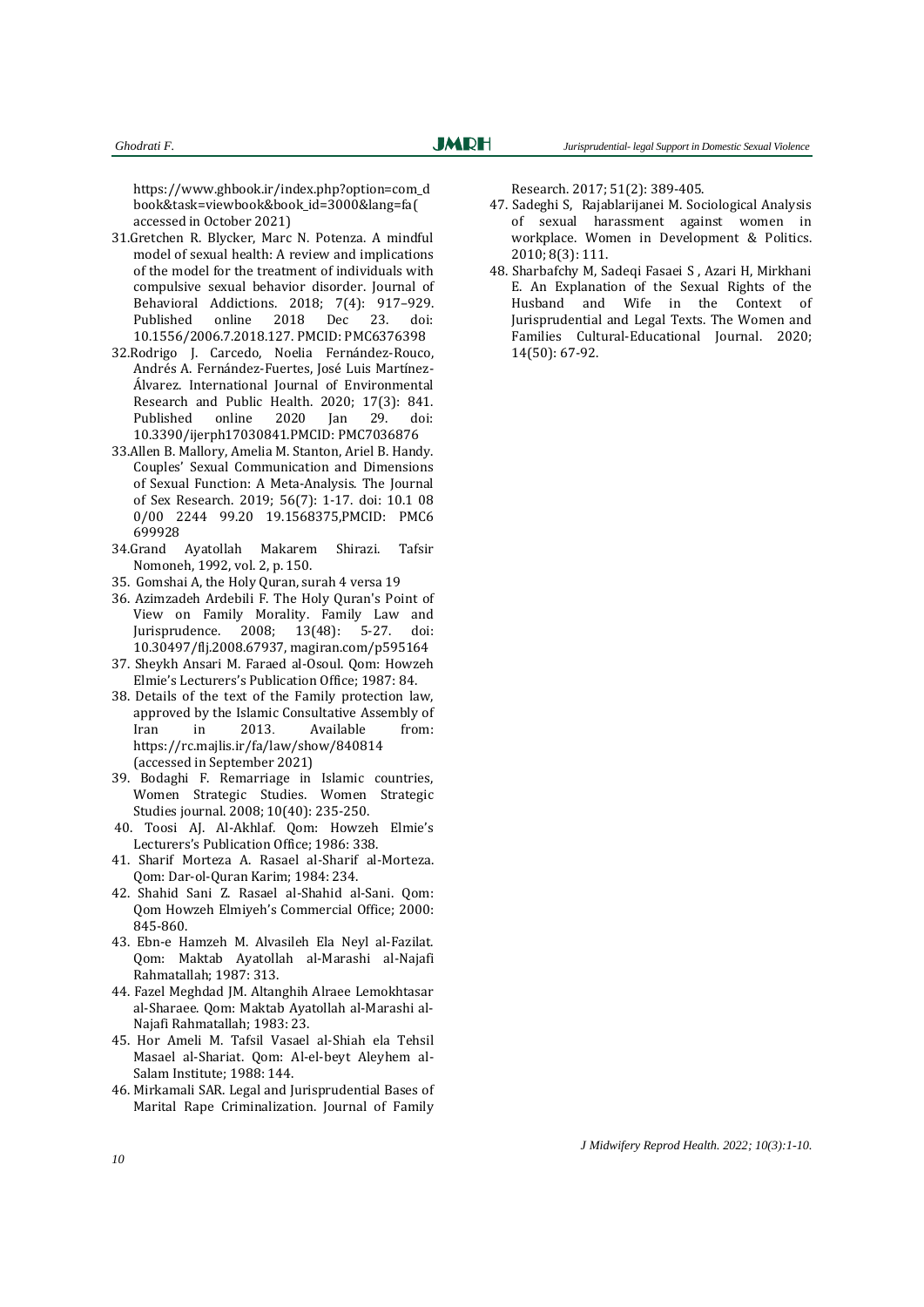https://www.ghbook.ir/index.php?option=com_dbook&task=viewbook&book_id=3000&lang=fa( accessed in October 2021)

31. Gretchen R. Blycker, Marc N. Potenza. A mindful model of sexual health: A review and implications of the model for the treatment of individuals with compulsive sexual behavior disorder. Journal of Behavioral Addictions. 2018; 7(4): 917–929. Published online 2018 Dec 23. doi: 10.1556/2006.7.2018.127. PMCID: PMC6376398
32. Rodrigo J. Carcedo, Noelia Fernández-Rouco, Andrés A. Fernández-Fuertes, José Luis Martínez-Álvarez. International Journal of Environmental Research and Public Health. 2020; 17(3): 841. Published online 2020 Jan 29. doi: 10.3390/ijerph17030841.PMCID: PMC7036876
33. Allen B. Mallory, Amelia M. Stanton, Ariel B. Handy. Couples' Sexual Communication and Dimensions of Sexual Function: A Meta-Analysis. The Journal of Sex Research. 2019; 56(7): 1-17. doi: 10.1 08 0/00 2244 99.20 19.1568375,PMCID: PMC6 699928
34. Grand Ayatollah Makarem Shirazi. Tafsir Nomoneh, 1992, vol. 2, p. 150.
35. Gomshai A, the Holy Quran, surah 4 versa 19
36. Azimzadeh Ardebili F. The Holy Quran's Point of View on Family Morality. Family Law and Jurisprudence. 2008; 13(48): 5-27. doi: 10.30497/flj.2008.67937, magiran.com/p595164
37. Sheykh Ansari M. Faraed al-Osoul. Qom: Howzeh Elmie's Lecturers's Publication Office; 1987: 84.
38. Details of the text of the Family protection law, approved by the Islamic Consultative Assembly of Iran in 2013. Available from: https://rc.majlis.ir/fa/law/show/840814 (accessed in September 2021)
39. Bodaghi F. Remarriage in Islamic countries, Women Strategic Studies. Women Strategic Studies journal. 2008; 10(40): 235-250.
40. Toosi AJ. Al-Akhlaf. Qom: Howzeh Elmie's Lecturers's Publication Office; 1986: 338.
41. Sharif Morteza A. Rasael al-Sharif al-Morteza. Qom: Dar-ol-Quran Karim; 1984: 234.
42. Shahid Sani Z. Rasael al-Shahid al-Sani. Qom: Qom Howzeh Elmiyeh's Commercial Office; 2000: 845-860.
43. Ebn-e Hamzeh M. Alvasileh Ela Neyl al-Fazilat. Qom: Maktab Ayatollah al-Marashi al-Najafi Rahmatallah; 1987: 313.
44. Fazel Meghdad JM. Altanghih Alraee Lemokhtasar al-Sharaee. Qom: Maktab Ayatollah al-Marashi al-Najafi Rahmatallah; 1983: 23.
45. Hor Ameli M. Tafsil Vasael al-Shiah ela Tehsil Masael al-Shariat. Qom: Al-el-beyt Aleyhem al-Salam Institute; 1988: 144.
46. Mirkamali SAR. Legal and Jurisprudential Bases of Marital Rape Criminalization. Journal of Family Research. 2017; 51(2): 389-405.
47. Sadeghi S, Rajablarijanei M. Sociological Analysis of sexual harassment against women in workplace. Women in Development & Politics. 2010; 8(3): 111.
48. Sharbafchy M, Sadeqi Fasaei S , Azari H, Mirkhani E. An Explanation of the Sexual Rights of the Husband and Wife in the Context of Jurisprudential and Legal Texts. The Women and Families Cultural-Educational Journal. 2020; 14(50): 67-92.